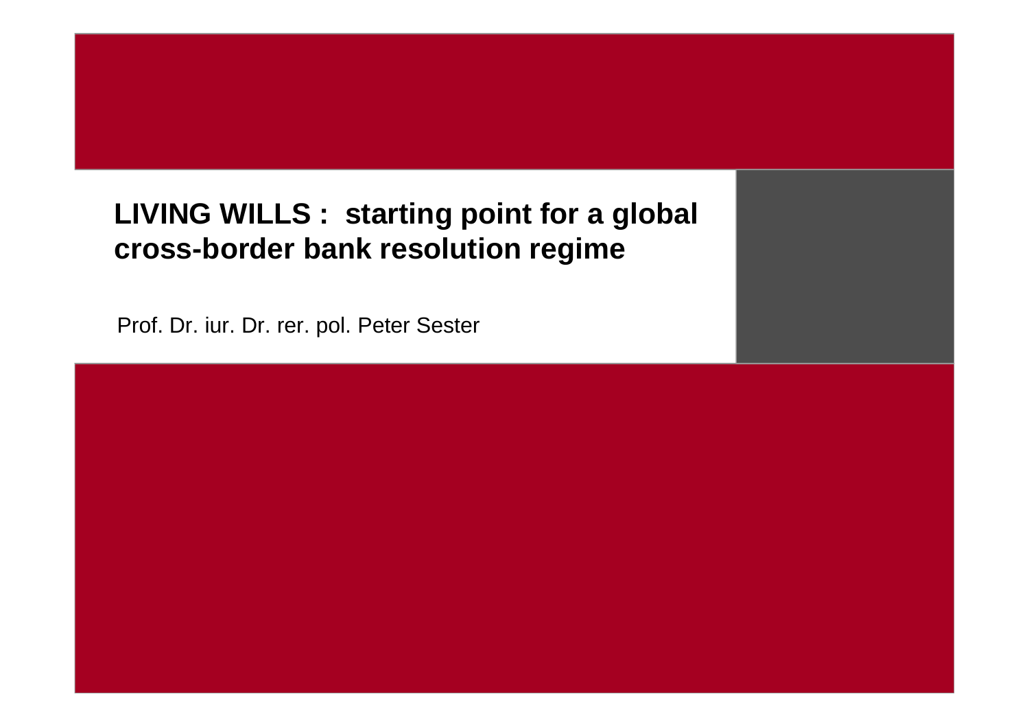# LIVING WILLS : starting point for a global cross-border bank resolution regime

Prof. Dr. iur. Dr. rer. pol. Peter Sester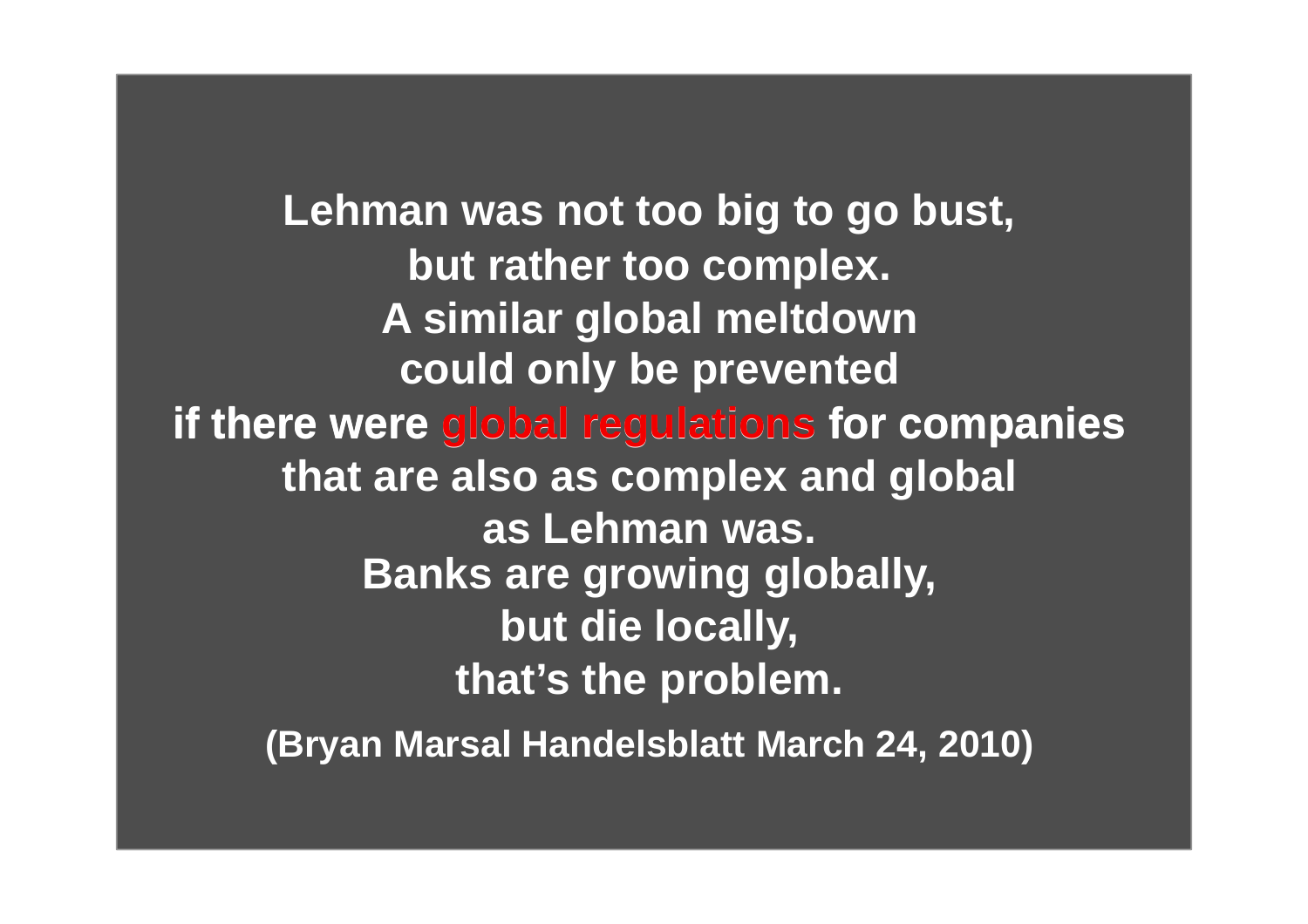**Lehman was not too big to go bust,**
**but rather too complex.**
**A similar global meltdown**
**could only be prevented**
**if there were global regulations for companies**
**that are also as complex and global**
**as Lehman was.**
**Banks are growing globally,**
**but die locally,**
**that's the problem.**

**(Bryan Marsal Handelsblatt March 24, 2010)**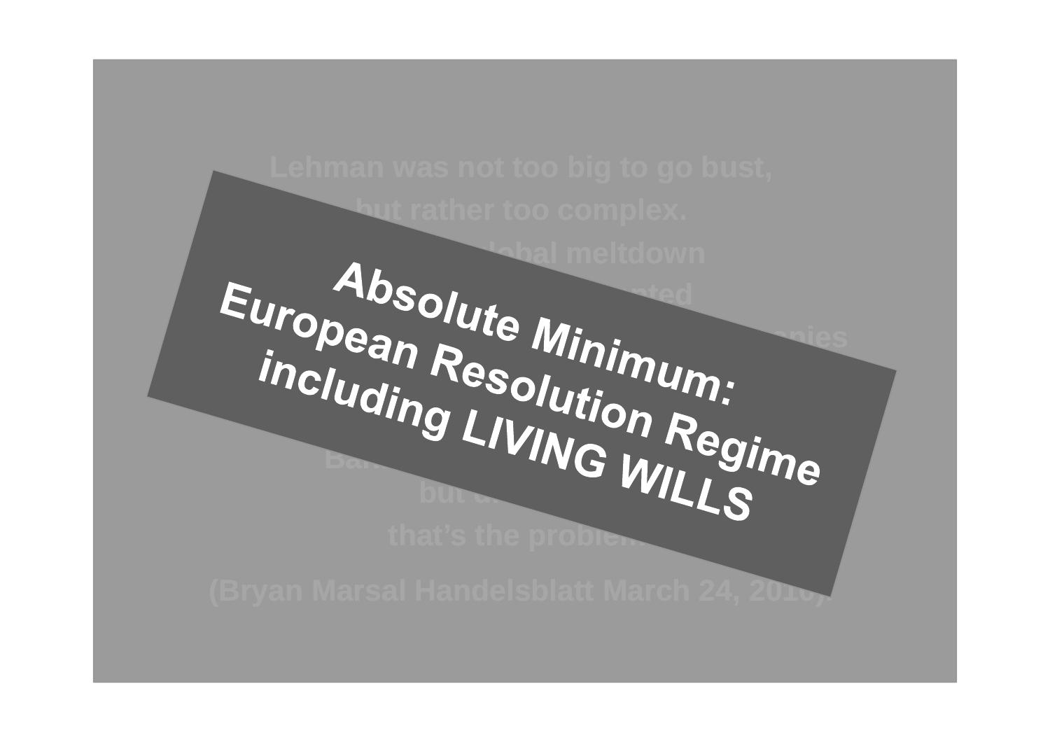Lehman was not too big to go bust,

but rather too complex.

...lobal meltdown

...nted

...anies

Ba...

but ...

that's the proble...

(Bryan Marsal Handelsblatt March 24, 2010).

**Absolute Minimum:**
**European Resolution Regime**
**including LIVING WILLS**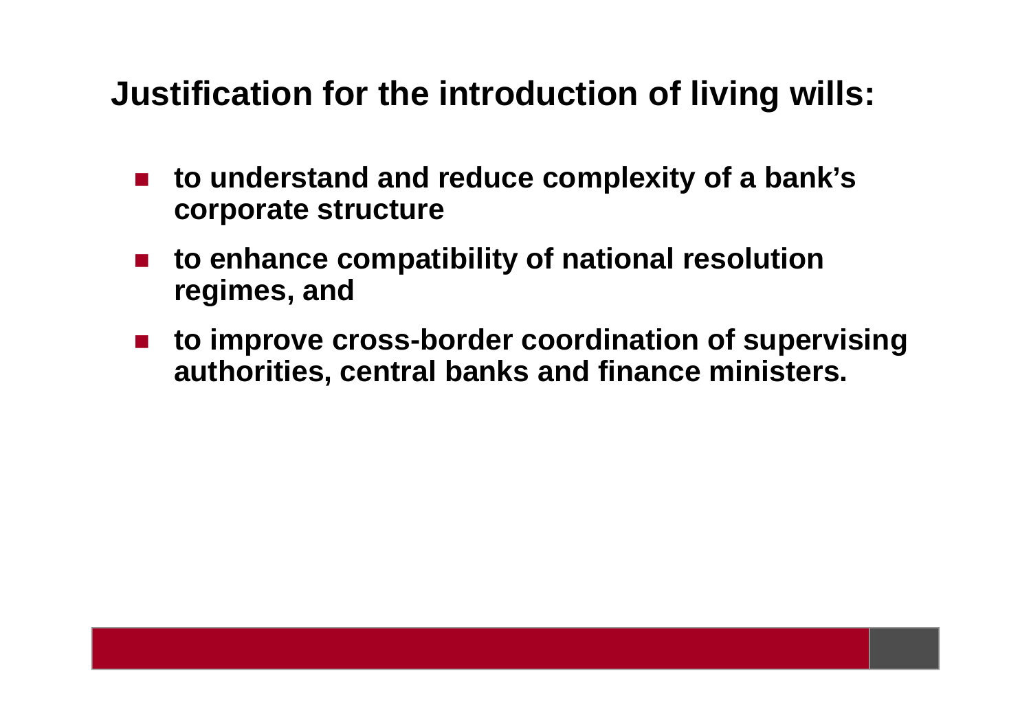## Justification for the introduction of living wills:

- **to understand and reduce complexity of a bank's corporate structure**
- **to enhance compatibility of national resolution regimes, and**
- **to improve cross-border coordination of supervising authorities, central banks and finance ministers.**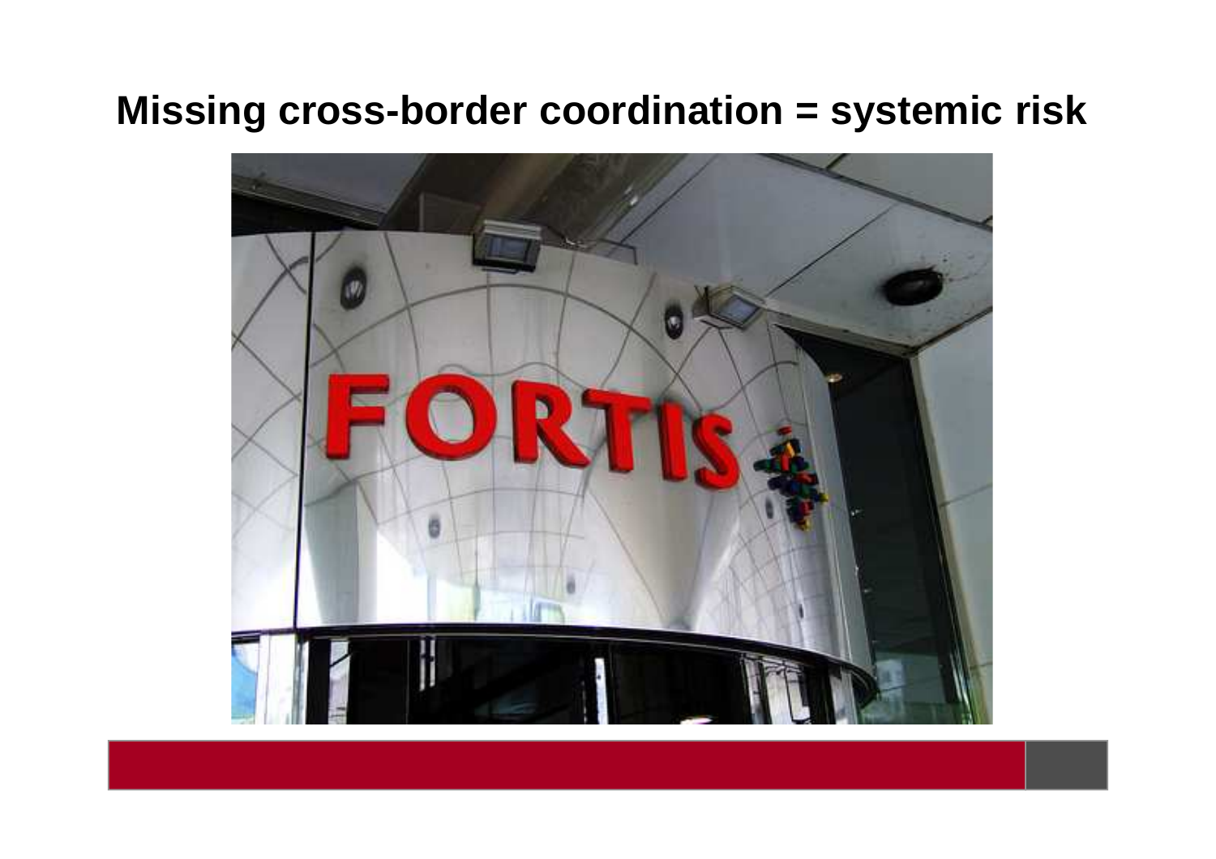# Missing cross-border coordination = systemic risk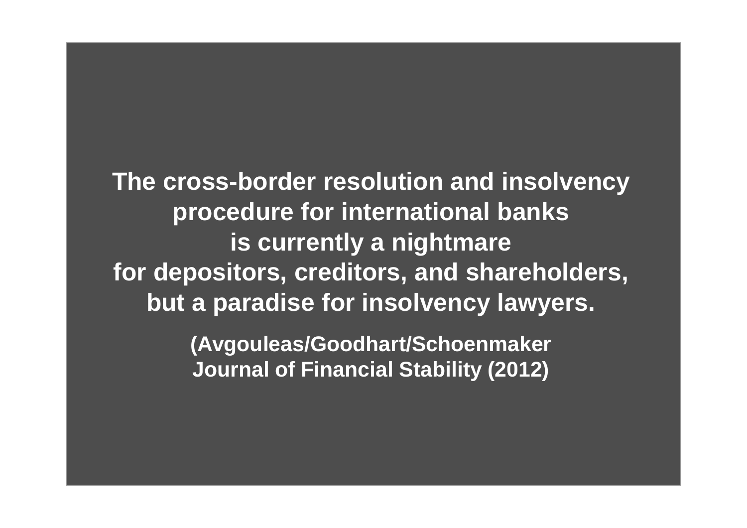**The cross-border resolution and insolvency procedure for international banks is currently a nightmare for depositors, creditors, and shareholders, but a paradise for insolvency lawyers.**

**(Avgouleas/Goodhart/Schoenmaker Journal of Financial Stability (2012)**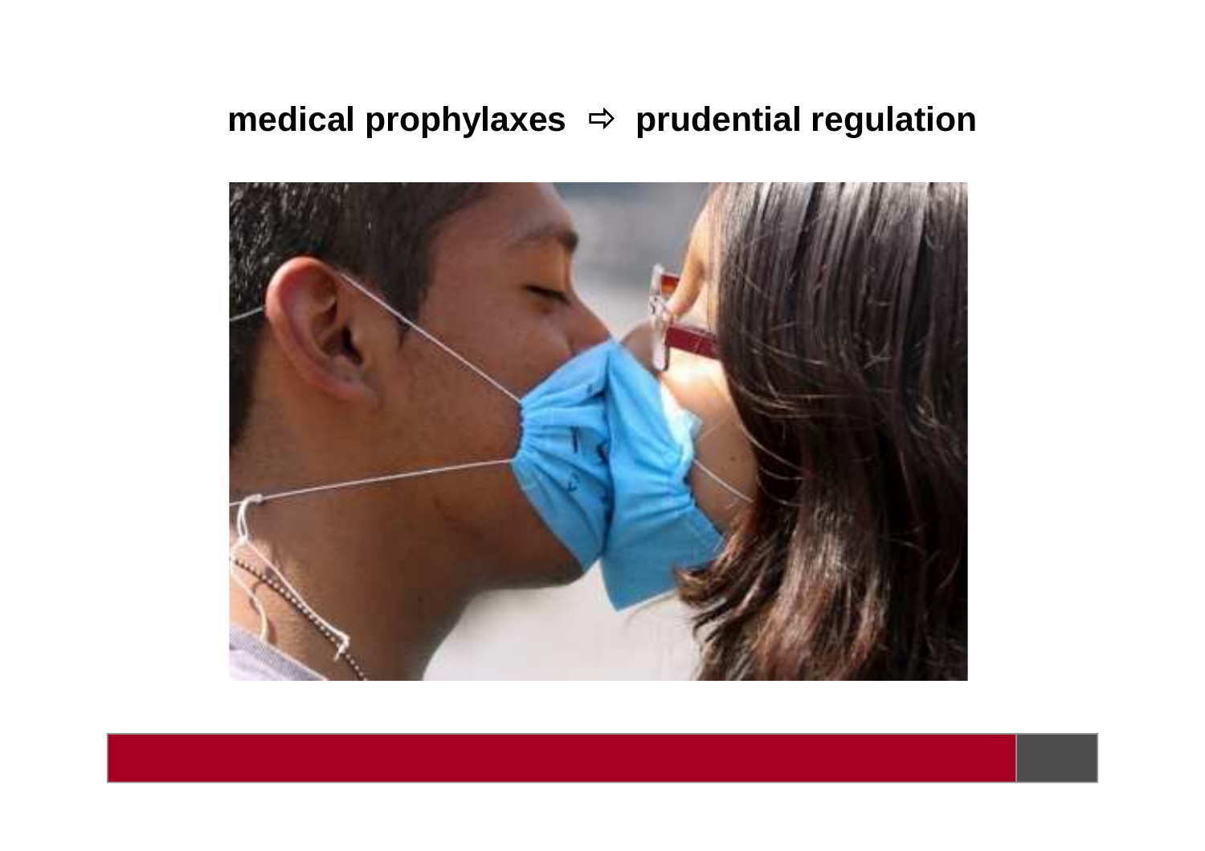**medical prophylaxes ⇨ prudential regulation**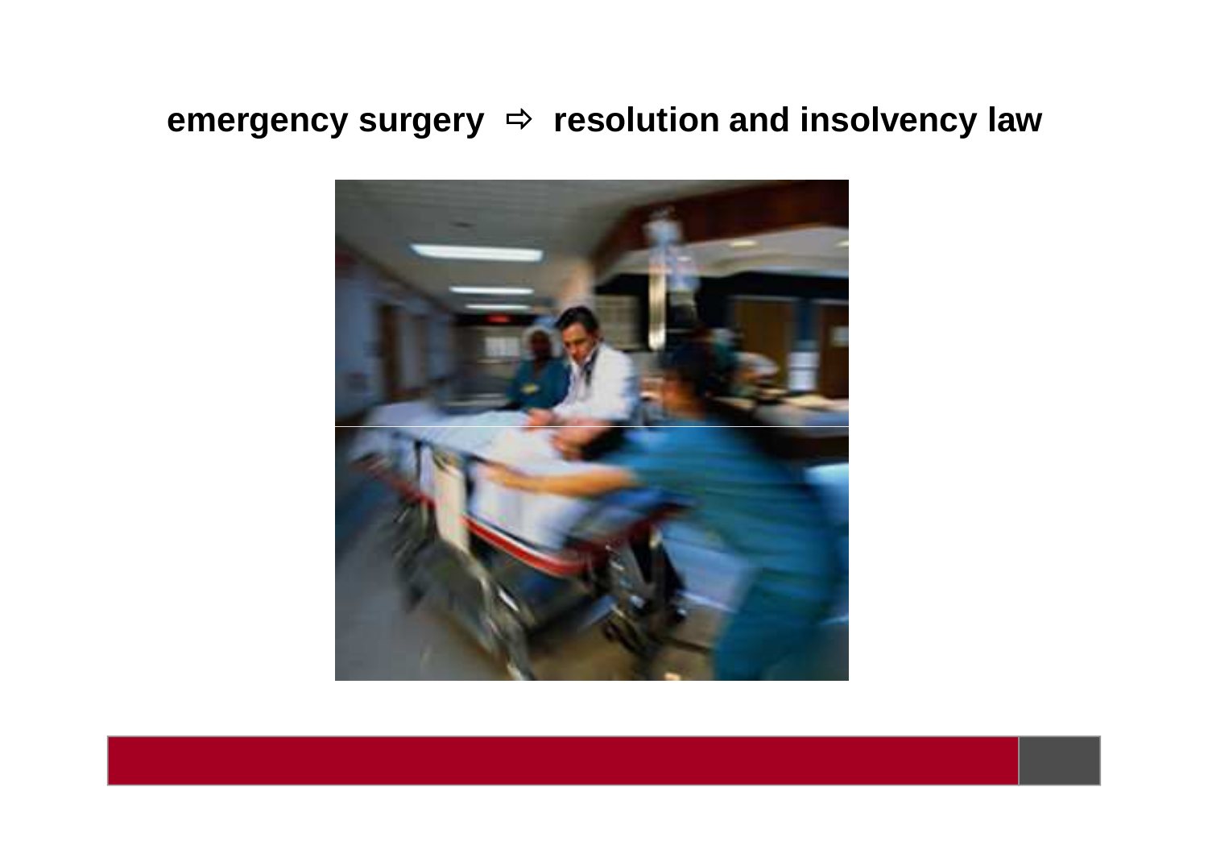**emergency surgery ⇨ resolution and insolvency law**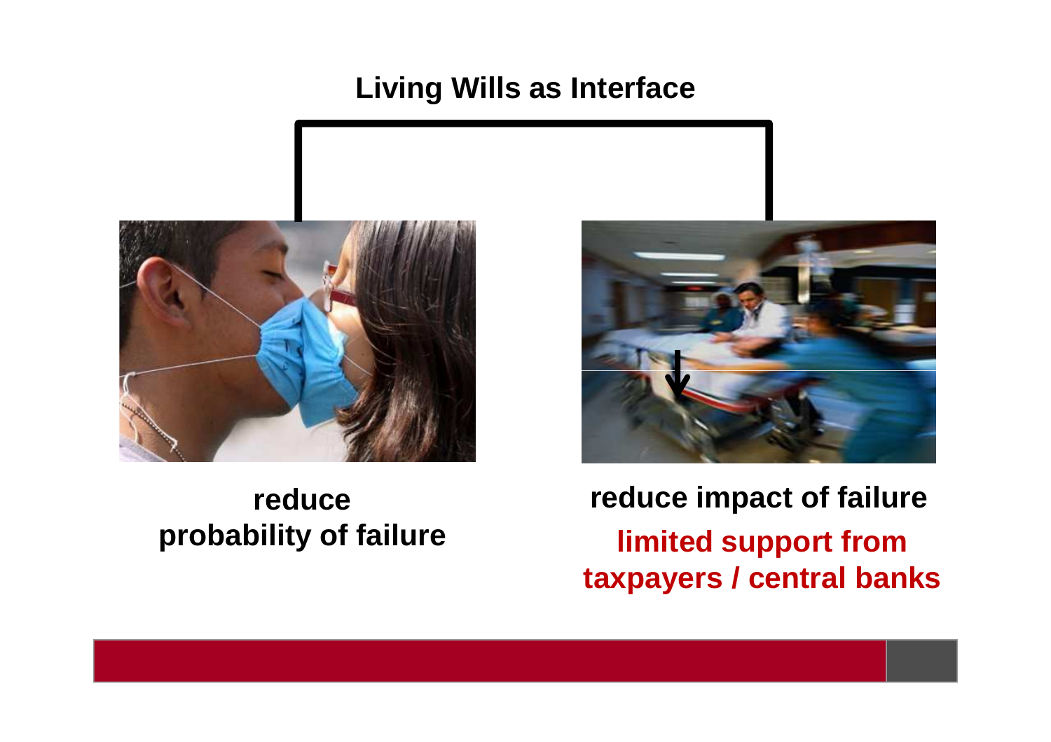## Living Wills as Interface

**reduce probability of failure**

**reduce impact of failure**

**limited support from taxpayers / central banks**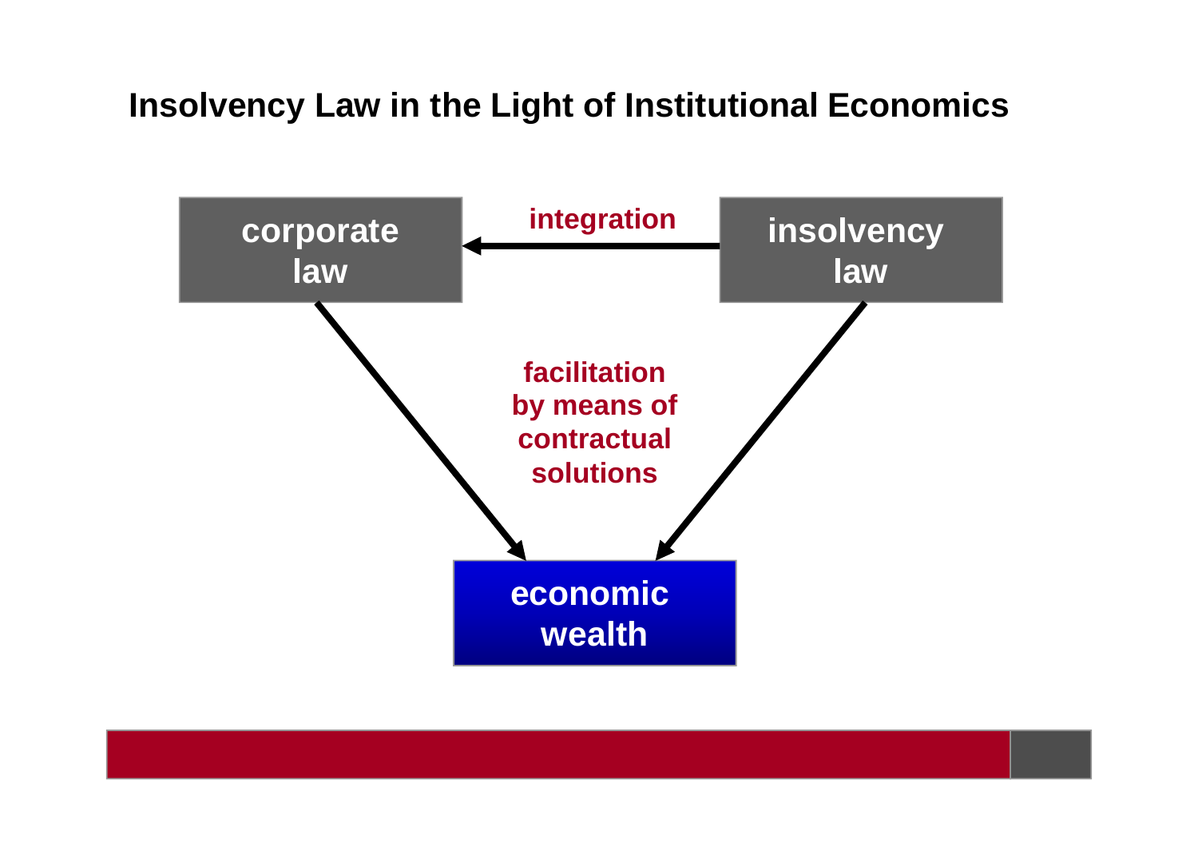# Insolvency Law in the Light of Institutional Economics

corporate law

integration

insolvency law

facilitation by means of contractual solutions

economic wealth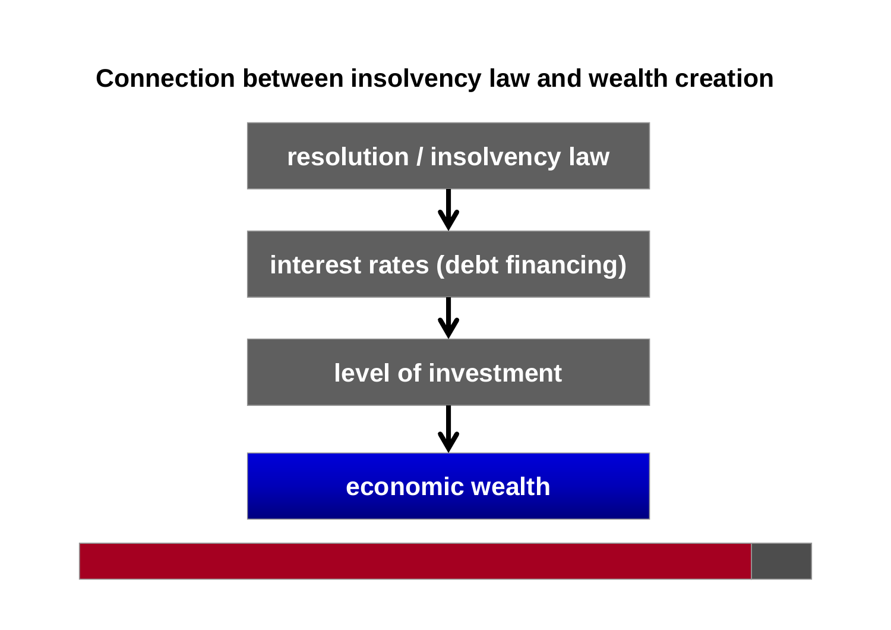# Connection between insolvency law and wealth creation

**resolution / insolvency law**

↓

**interest rates (debt financing)**

↓

**level of investment**

↓

**economic wealth**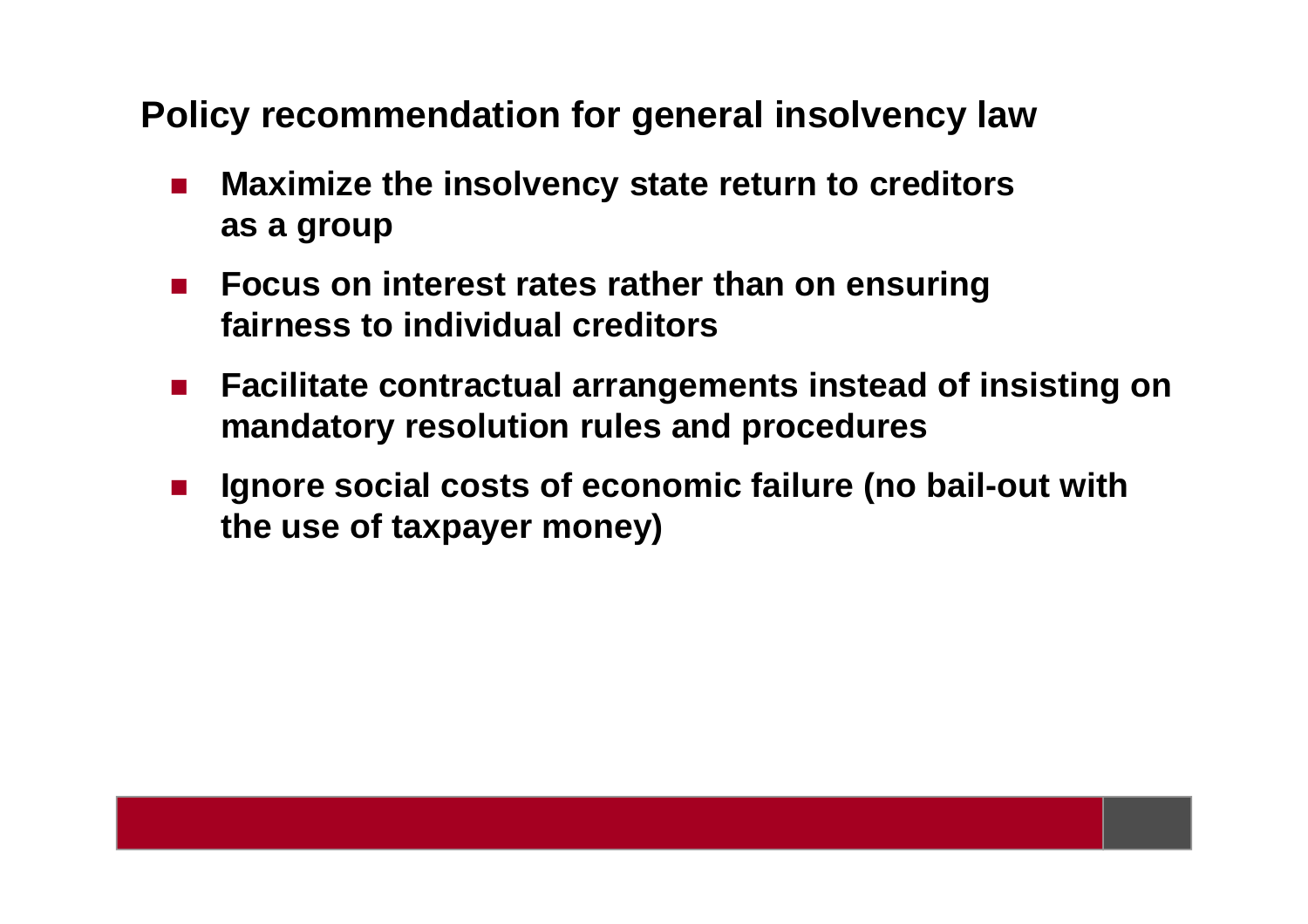## Policy recommendation for general insolvency law

- **Maximize the insolvency state return to creditors as a group**
- **Focus on interest rates rather than on ensuring fairness to individual creditors**
- **Facilitate contractual arrangements instead of insisting on mandatory resolution rules and procedures**
- **Ignore social costs of economic failure (no bail-out with the use of taxpayer money)**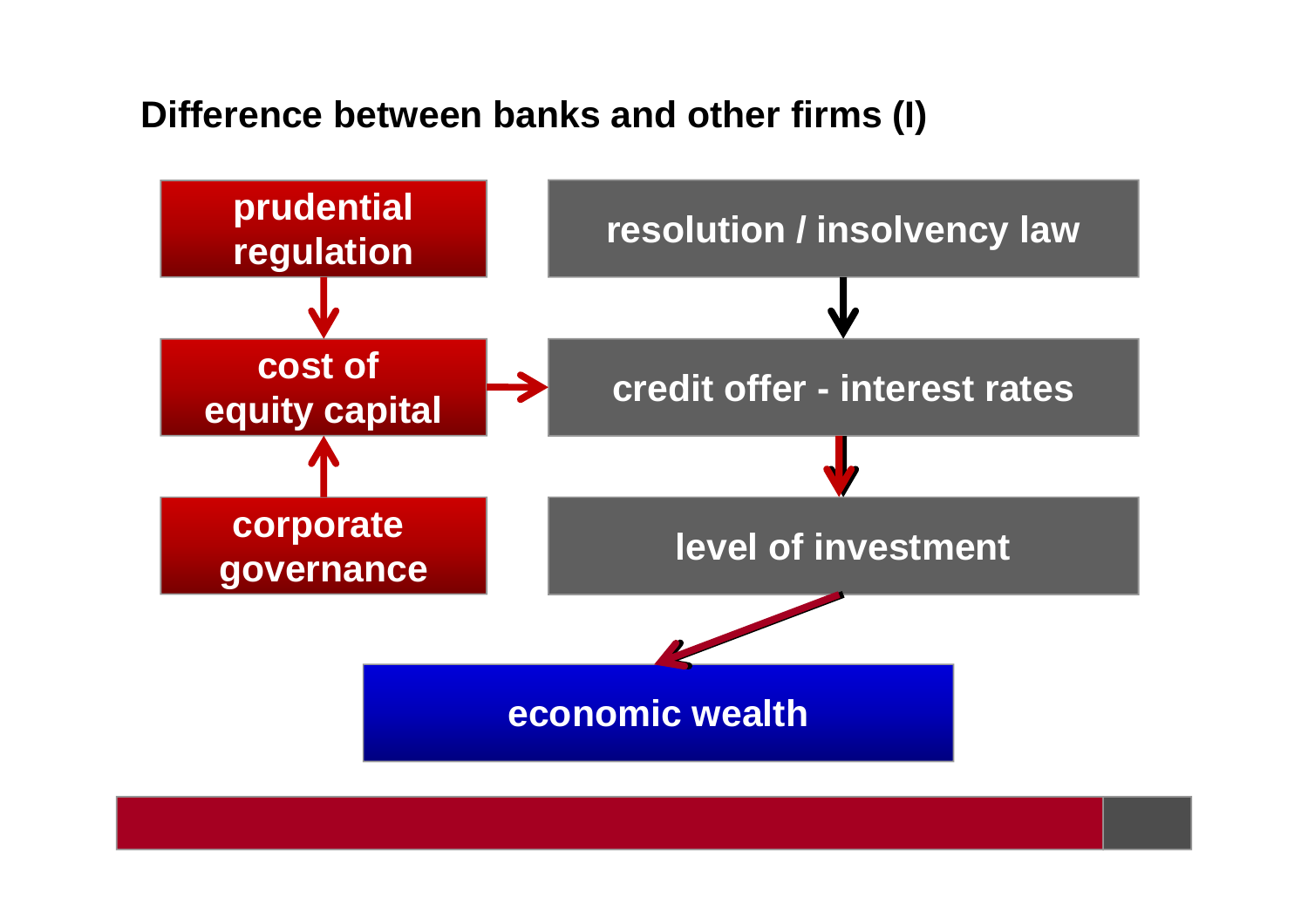## Difference between banks and other firms (I)

prudential regulation

cost of equity capital

corporate governance

resolution / insolvency law

credit offer - interest rates

level of investment

economic wealth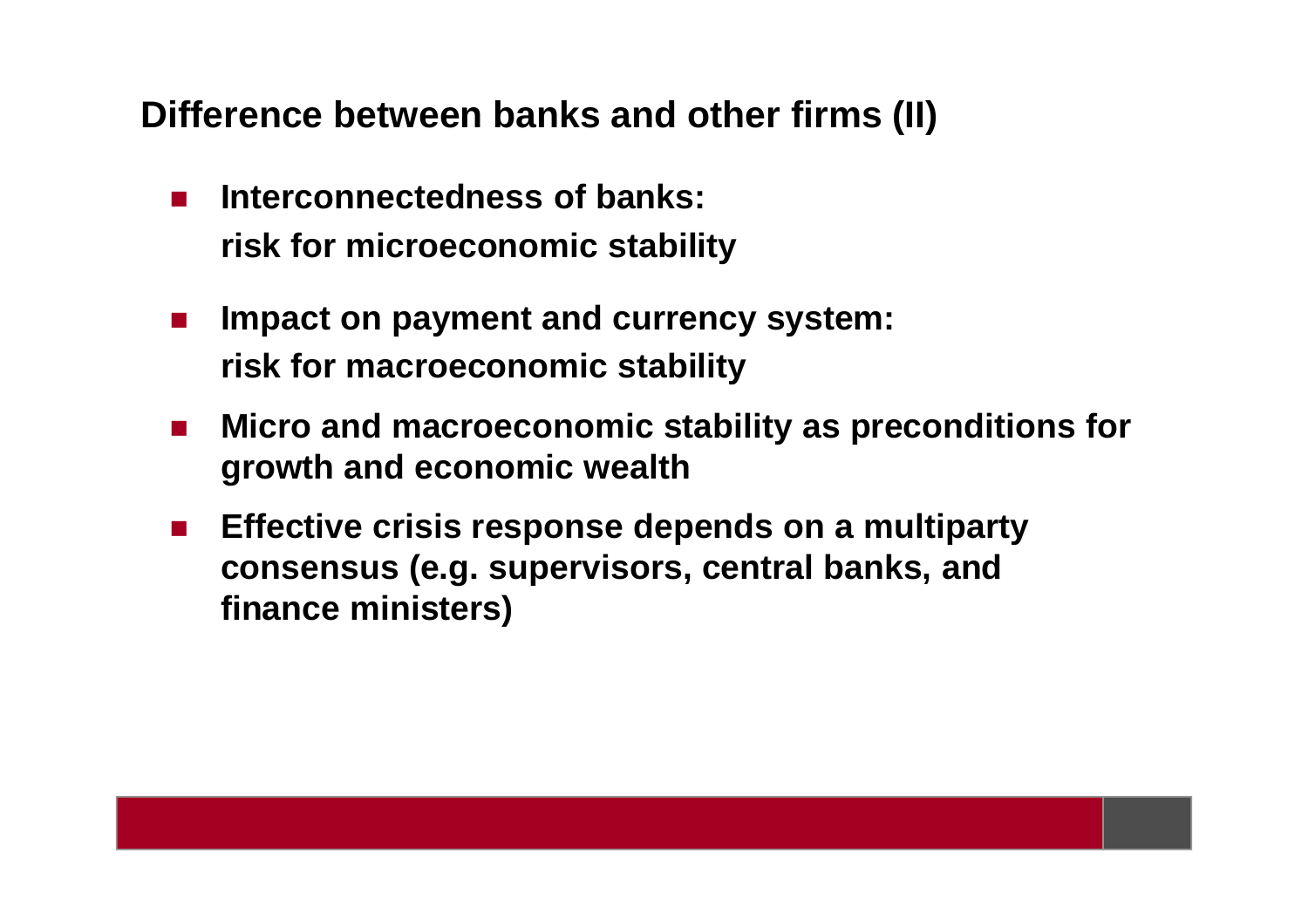## Difference between banks and other firms (II)

- **Interconnectedness of banks:**
  **risk for microeconomic stability**
- **Impact on payment and currency system:**
  **risk for macroeconomic stability**
- **Micro and macroeconomic stability as preconditions for growth and economic wealth**
- **Effective crisis response depends on a multiparty consensus (e.g. supervisors, central banks, and finance ministers)**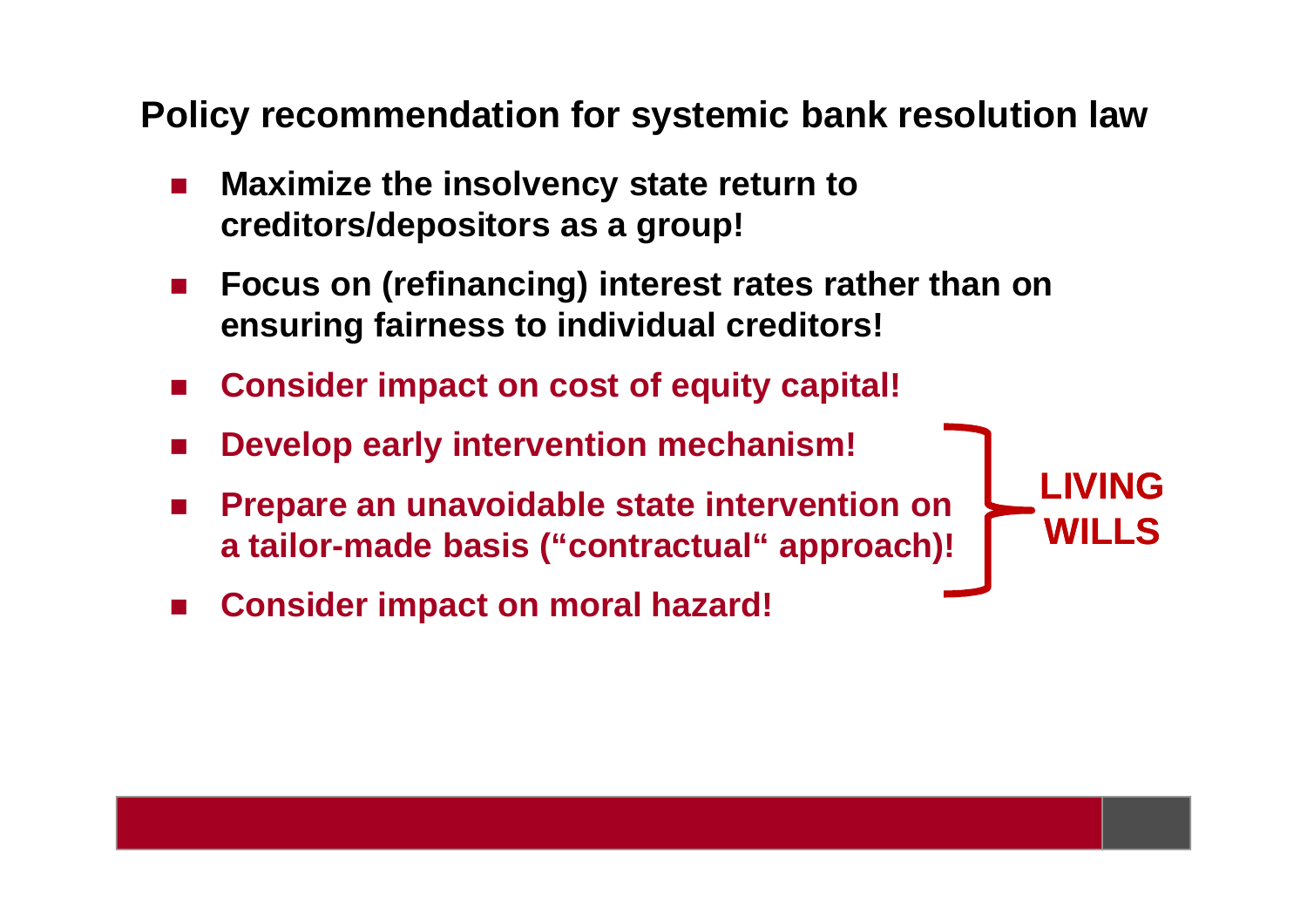## Policy recommendation for systemic bank resolution law

- **Maximize the insolvency state return to creditors/depositors as a group!**
- **Focus on (refinancing) interest rates rather than on ensuring fairness to individual creditors!**
- **Consider impact on cost of equity capital!**
- **Develop early intervention mechanism!**
- **Prepare an unavoidable state intervention on a tailor-made basis ("contractual" approach)!**
- **Consider impact on moral hazard!**

**LIVING WILLS**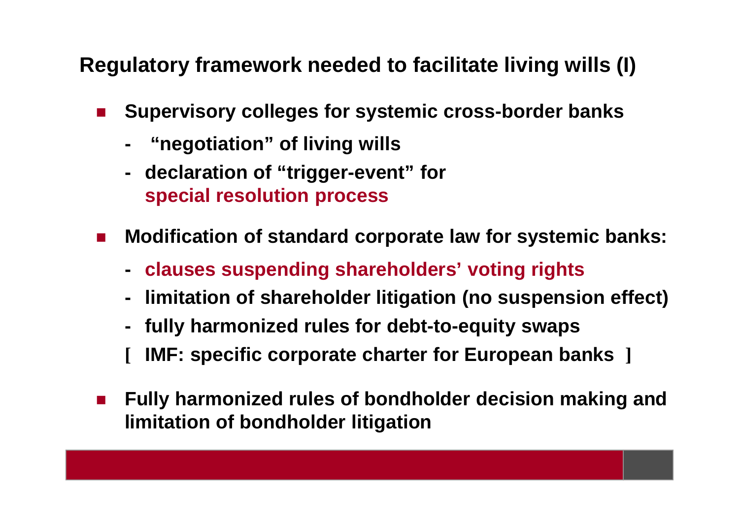## Regulatory framework needed to facilitate living wills (I)

- Supervisory colleges for systemic cross-border banks
  - "negotiation" of living wills
  - declaration of "trigger-event" for special resolution process
- Modification of standard corporate law for systemic banks:
  - clauses suspending shareholders' voting rights
  - limitation of shareholder litigation (no suspension effect)
  - fully harmonized rules for debt-to-equity swaps
  - [ IMF: specific corporate charter for European banks ]
- Fully harmonized rules of bondholder decision making and limitation of bondholder litigation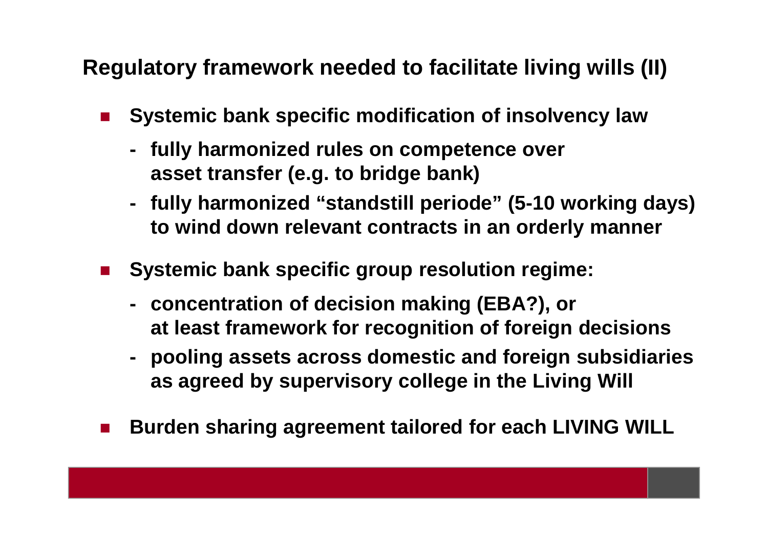## Regulatory framework needed to facilitate living wills (II)

- **Systemic bank specific modification of insolvency law**
  - **fully harmonized rules on competence over asset transfer (e.g. to bridge bank)**
  - **fully harmonized "standstill periode" (5-10 working days) to wind down relevant contracts in an orderly manner**
- **Systemic bank specific group resolution regime:**
  - **concentration of decision making (EBA?), or at least framework for recognition of foreign decisions**
  - **pooling assets across domestic and foreign subsidiaries as agreed by supervisory college in the Living Will**
- **Burden sharing agreement tailored for each LIVING WILL**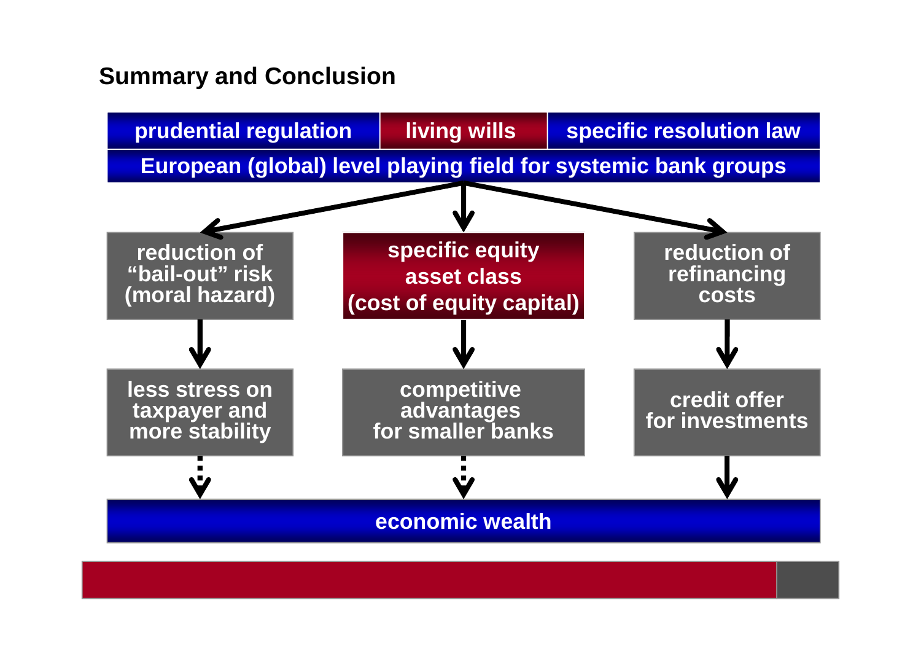## Summary and Conclusion

| prudential regulation | living wills | specific resolution law |
| --- | --- | --- |

**European (global) level playing field for systemic bank groups**

| reduction of "bail-out" risk (moral hazard) | specific equity asset class (cost of equity capital) | reduction of refinancing costs |
| --- | --- | --- |
| ↓ | ↓ | ↓ |
| less stress on taxpayer and more stability | competitive advantages for smaller banks | credit offer for investments |
| ⇣ | ⇣ | ↓ |

**economic wealth**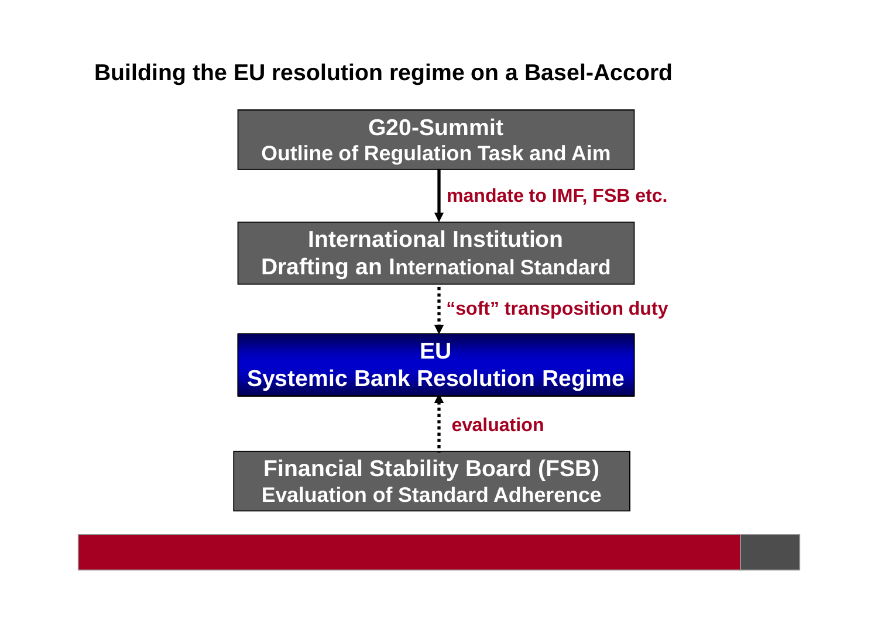## Building the EU resolution regime on a Basel-Accord

**G20-Summit**
**Outline of Regulation Task and Aim**

↓ *mandate to IMF, FSB etc.*

**International Institution**
**Drafting an International Standard**

↓ *"soft" transposition duty*

**EU**
**Systemic Bank Resolution Regime**

↑ *evaluation*

**Financial Stability Board (FSB)**
**Evaluation of Standard Adherence**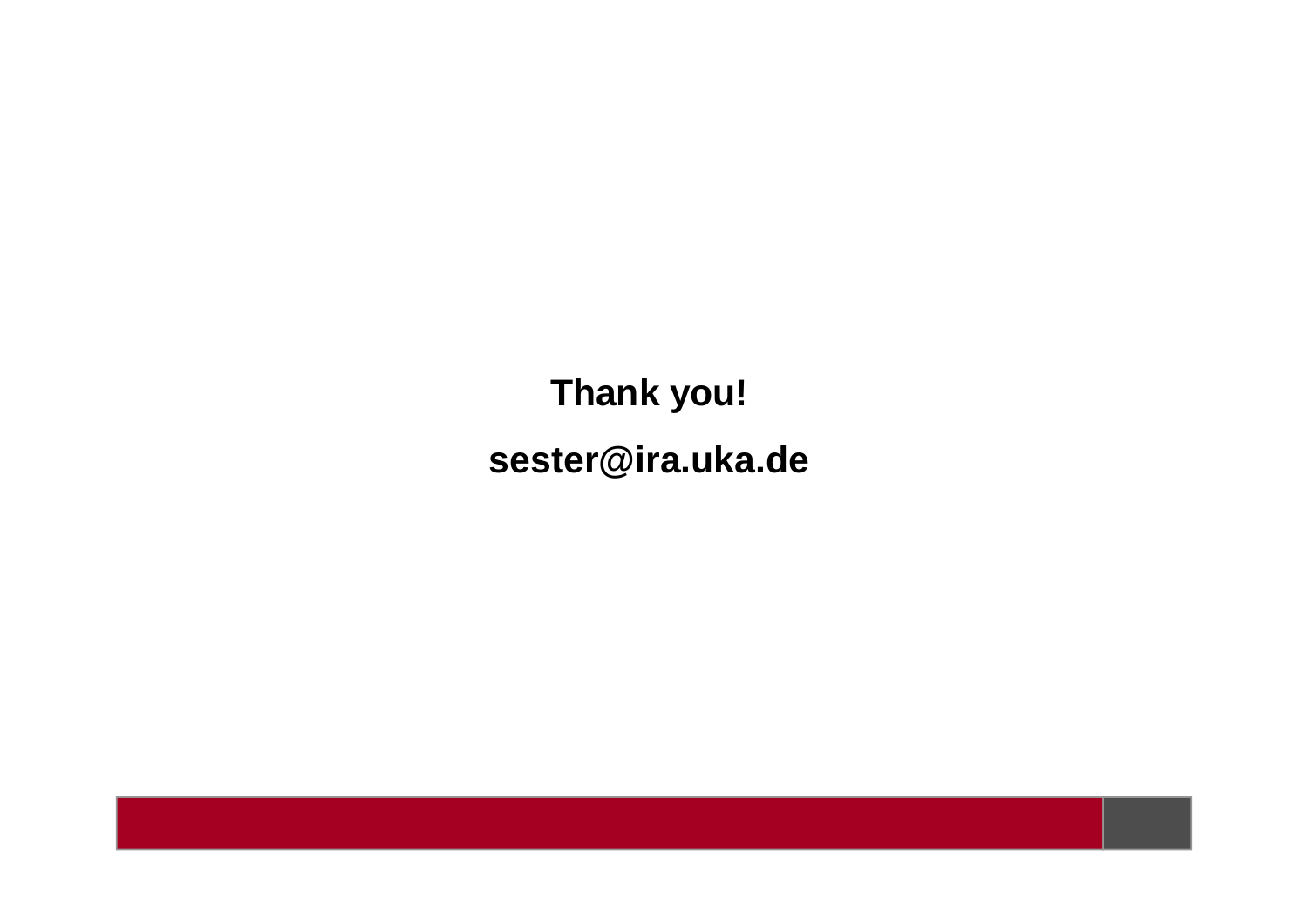**Thank you!**

**sester@ira.uka.de**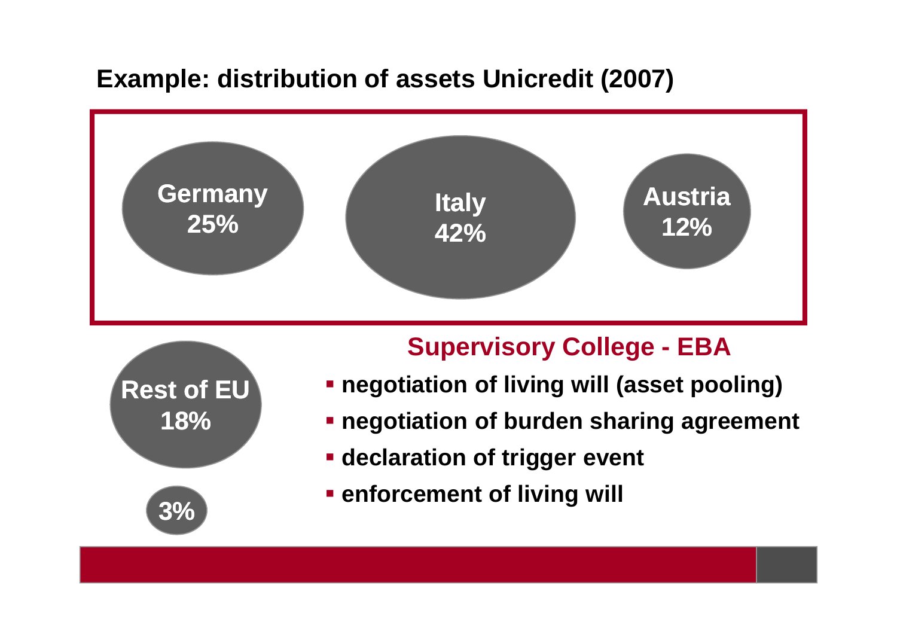## Example: distribution of assets Unicredit (2007)

Germany 25%

Italy 42%

Austria 12%

Rest of EU 18%

3%

### Supervisory College - EBA

- negotiation of living will (asset pooling)
- negotiation of burden sharing agreement
- declaration of trigger event
- enforcement of living will